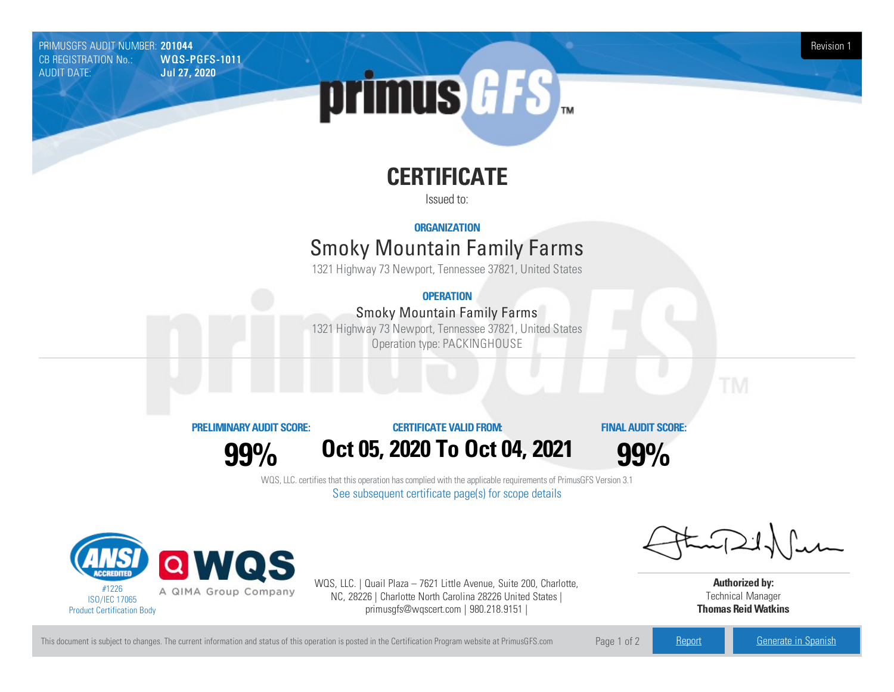PRIMUSGFS AUDIT NUMBER: **201044**
CB REGISTRATION No.: **WQS-PGFS-1011**
AUDIT DATE: **Jul 27, 2020**

Revision 1

# CERTIFICATE

Issued to:

**ORGANIZATION**

## Smoky Mountain Family Farms

1321 Highway 73 Newport, Tennessee 37821, United States

**OPERATION**

### Smoky Mountain Family Farms

1321 Highway 73 Newport, Tennessee 37821, United States
Operation type: PACKINGHOUSE

| PRELIMINARY AUDIT SCORE: | CERTIFICATE VALID FROM: | FINAL AUDIT SCORE: |
| --- | --- | --- |
| **99%** | **Oct 05, 2020 To Oct 04, 2021** | **99%** |

WQS, LLC. certifies that this operation has complied with the applicable requirements of PrimusGFS Version 3.1

See subsequent certificate page(s) for scope details

ANSI ACCREDITED
#1226
ISO/IEC 17065
Product Certification Body

WQS
A QIMA Group Company

WQS, LLC. | Quail Plaza – 7621 Little Avenue, Suite 200, Charlotte, NC, 28226 | Charlotte North Carolina 28226 United States | primusgfs@wqscert.com | 980.218.9151 |

**Authorized by:**
Technical Manager
**Thomas Reid Watkins**

This document is subject to changes. The current information and status of this operation is posted in the Certification Program website at PrimusGFS.com

Report | Generate in Spanish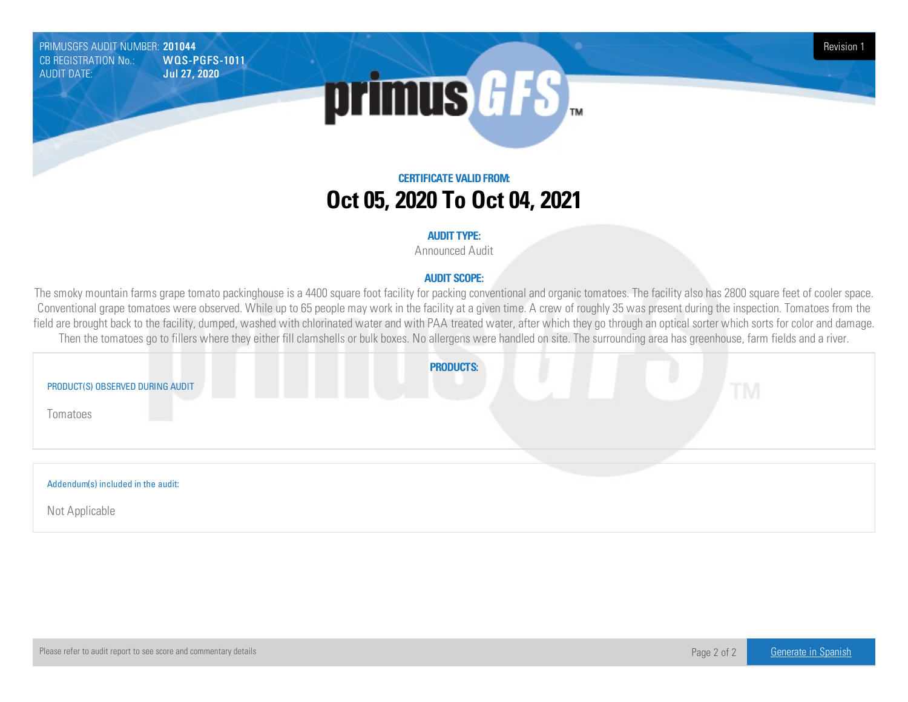PRIMUSGFS AUDIT NUMBER: **201044**
CB REGISTRATION No.: **WQS-PGFS-1011**
AUDIT DATE: **Jul 27, 2020**

Revision 1

**CERTIFICATE VALID FROM:**

# Oct 05, 2020 To Oct 04, 2021

**AUDIT TYPE:**

Announced Audit

**AUDIT SCOPE:**

The smoky mountain farms grape tomato packinghouse is a 4400 square foot facility for packing conventional and organic tomatoes. The facility also has 2800 square feet of cooler space. Conventional grape tomatoes were observed. While up to 65 people may work in the facility at a given time. A crew of roughly 35 was present during the inspection. Tomatoes from the field are brought back to the facility, dumped, washed with chlorinated water and with PAA treated water, after which they go through an optical sorter which sorts for color and damage. Then the tomatoes go to fillers where they either fill clamshells or bulk boxes. No allergens were handled on site. The surrounding area has greenhouse, farm fields and a river.

**PRODUCTS:**

PRODUCT(S) OBSERVED DURING AUDIT

Tomatoes

Addendum(s) included in the audit:

Not Applicable

Please refer to audit report to see score and commentary details

Generate in Spanish